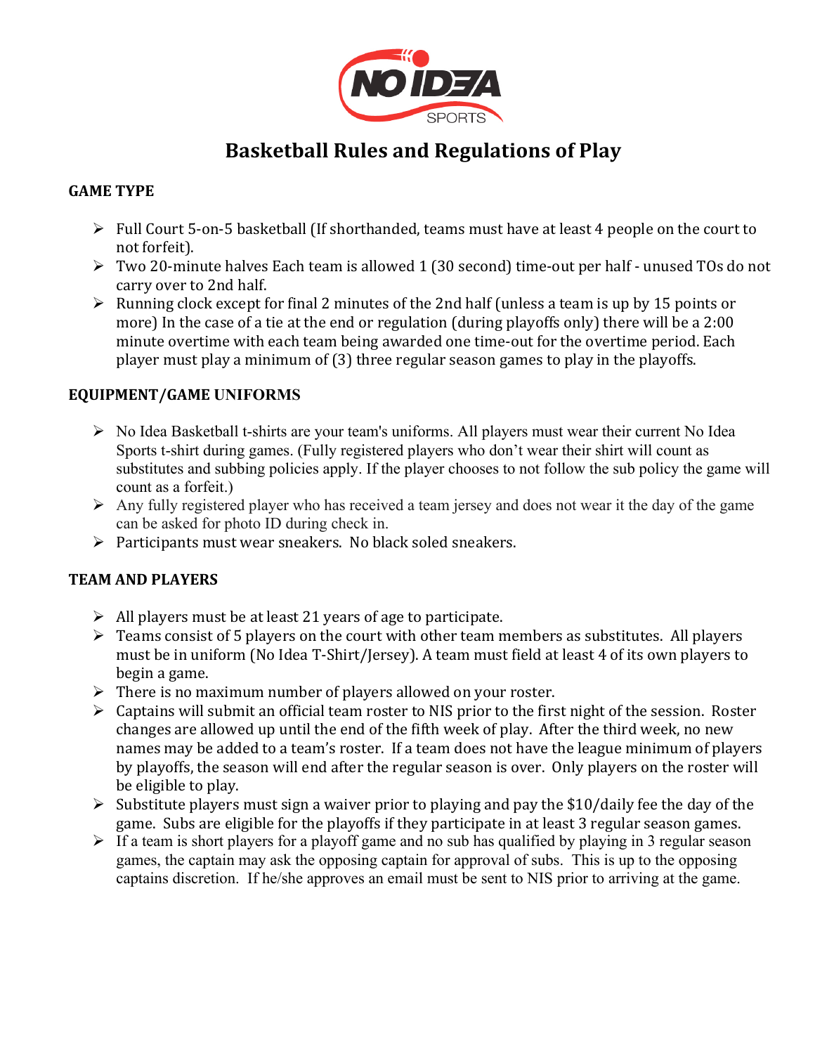# Basketball Rules and Regulations of Play

## GAME TYPE

- Full Court 5-on-5 basketball (If shorthanded, teams must have at least 4 people on the court to not forfeit).
- Two 20-minute halves Each team is allowed 1 (30 second) time-out per half - unused TOs do not carry over to 2nd half.
- Running clock except for final 2 minutes of the 2nd half (unless a team is up by 15 points or more) In the case of a tie at the end or regulation (during playoffs only) there will be a 2:00 minute overtime with each team being awarded one time-out for the overtime period. Each player must play a minimum of (3) three regular season games to play in the playoffs.

## EQUIPMENT/GAME UNIFORMS

- No Idea Basketball t-shirts are your team's uniforms. All players must wear their current No Idea Sports t-shirt during games. (Fully registered players who don't wear their shirt will count as substitutes and subbing policies apply. If the player chooses to not follow the sub policy the game will count as a forfeit.)
- Any fully registered player who has received a team jersey and does not wear it the day of the game can be asked for photo ID during check in.
- Participants must wear sneakers. No black soled sneakers.

## TEAM AND PLAYERS

- All players must be at least 21 years of age to participate.
- Teams consist of 5 players on the court with other team members as substitutes. All players must be in uniform (No Idea T-Shirt/Jersey). A team must field at least 4 of its own players to begin a game.
- There is no maximum number of players allowed on your roster.
- Captains will submit an official team roster to NIS prior to the first night of the session. Roster changes are allowed up until the end of the fifth week of play. After the third week, no new names may be added to a team's roster. If a team does not have the league minimum of players by playoffs, the season will end after the regular season is over. Only players on the roster will be eligible to play.
- Substitute players must sign a waiver prior to playing and pay the $10/daily fee the day of the game. Subs are eligible for the playoffs if they participate in at least 3 regular season games.
- If a team is short players for a playoff game and no sub has qualified by playing in 3 regular season games, the captain may ask the opposing captain for approval of subs. This is up to the opposing captains discretion. If he/she approves an email must be sent to NIS prior to arriving at the game.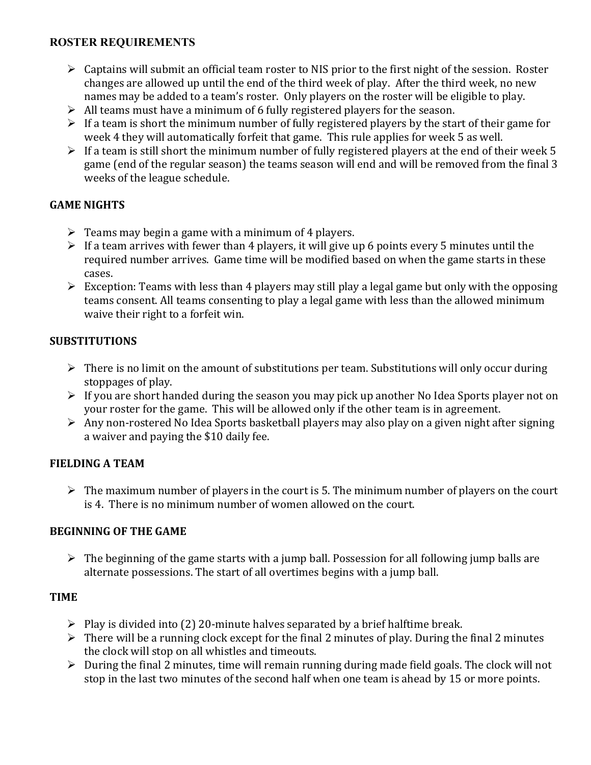## ROSTER REQUIREMENTS

- Captains will submit an official team roster to NIS prior to the first night of the session. Roster changes are allowed up until the end of the third week of play. After the third week, no new names may be added to a team's roster. Only players on the roster will be eligible to play.
- All teams must have a minimum of 6 fully registered players for the season.
- If a team is short the minimum number of fully registered players by the start of their game for week 4 they will automatically forfeit that game. This rule applies for week 5 as well.
- If a team is still short the minimum number of fully registered players at the end of their week 5 game (end of the regular season) the teams season will end and will be removed from the final 3 weeks of the league schedule.

## GAME NIGHTS

- Teams may begin a game with a minimum of 4 players.
- If a team arrives with fewer than 4 players, it will give up 6 points every 5 minutes until the required number arrives. Game time will be modified based on when the game starts in these cases.
- Exception: Teams with less than 4 players may still play a legal game but only with the opposing teams consent. All teams consenting to play a legal game with less than the allowed minimum waive their right to a forfeit win.

## SUBSTITUTIONS

- There is no limit on the amount of substitutions per team. Substitutions will only occur during stoppages of play.
- If you are short handed during the season you may pick up another No Idea Sports player not on your roster for the game. This will be allowed only if the other team is in agreement.
- Any non-rostered No Idea Sports basketball players may also play on a given night after signing a waiver and paying the $10 daily fee.

## FIELDING A TEAM

- The maximum number of players in the court is 5. The minimum number of players on the court is 4. There is no minimum number of women allowed on the court.

## BEGINNING OF THE GAME

- The beginning of the game starts with a jump ball. Possession for all following jump balls are alternate possessions. The start of all overtimes begins with a jump ball.

## TIME

- Play is divided into (2) 20-minute halves separated by a brief halftime break.
- There will be a running clock except for the final 2 minutes of play. During the final 2 minutes the clock will stop on all whistles and timeouts.
- During the final 2 minutes, time will remain running during made field goals. The clock will not stop in the last two minutes of the second half when one team is ahead by 15 or more points.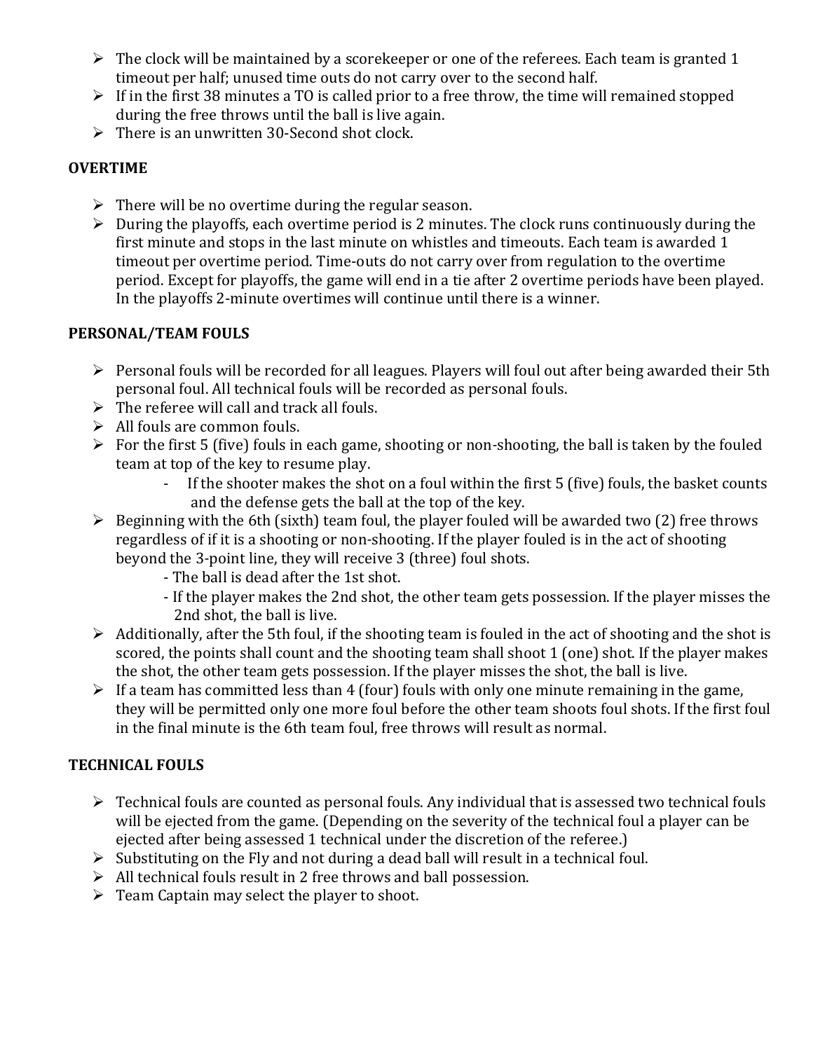- The clock will be maintained by a scorekeeper or one of the referees. Each team is granted 1 timeout per half; unused time outs do not carry over to the second half.
- If in the first 38 minutes a TO is called prior to a free throw, the time will remained stopped during the free throws until the ball is live again.
- There is an unwritten 30-Second shot clock.

**OVERTIME**

- There will be no overtime during the regular season.
- During the playoffs, each overtime period is 2 minutes. The clock runs continuously during the first minute and stops in the last minute on whistles and timeouts. Each team is awarded 1 timeout per overtime period. Time-outs do not carry over from regulation to the overtime period. Except for playoffs, the game will end in a tie after 2 overtime periods have been played. In the playoffs 2-minute overtimes will continue until there is a winner.

**PERSONAL/TEAM FOULS**

- Personal fouls will be recorded for all leagues. Players will foul out after being awarded their 5th personal foul. All technical fouls will be recorded as personal fouls.
- The referee will call and track all fouls.
- All fouls are common fouls.
- For the first 5 (five) fouls in each game, shooting or non-shooting, the ball is taken by the fouled team at top of the key to resume play.
  - If the shooter makes the shot on a foul within the first 5 (five) fouls, the basket counts and the defense gets the ball at the top of the key.
- Beginning with the 6th (sixth) team foul, the player fouled will be awarded two (2) free throws regardless of if it is a shooting or non-shooting. If the player fouled is in the act of shooting beyond the 3-point line, they will receive 3 (three) foul shots.
  - The ball is dead after the 1st shot.
  - If the player makes the 2nd shot, the other team gets possession. If the player misses the 2nd shot, the ball is live.
- Additionally, after the 5th foul, if the shooting team is fouled in the act of shooting and the shot is scored, the points shall count and the shooting team shall shoot 1 (one) shot. If the player makes the shot, the other team gets possession. If the player misses the shot, the ball is live.
- If a team has committed less than 4 (four) fouls with only one minute remaining in the game, they will be permitted only one more foul before the other team shoots foul shots. If the first foul in the final minute is the 6th team foul, free throws will result as normal.

**TECHNICAL FOULS**

- Technical fouls are counted as personal fouls. Any individual that is assessed two technical fouls will be ejected from the game. (Depending on the severity of the technical foul a player can be ejected after being assessed 1 technical under the discretion of the referee.)
- Substituting on the Fly and not during a dead ball will result in a technical foul.
- All technical fouls result in 2 free throws and ball possession.
- Team Captain may select the player to shoot.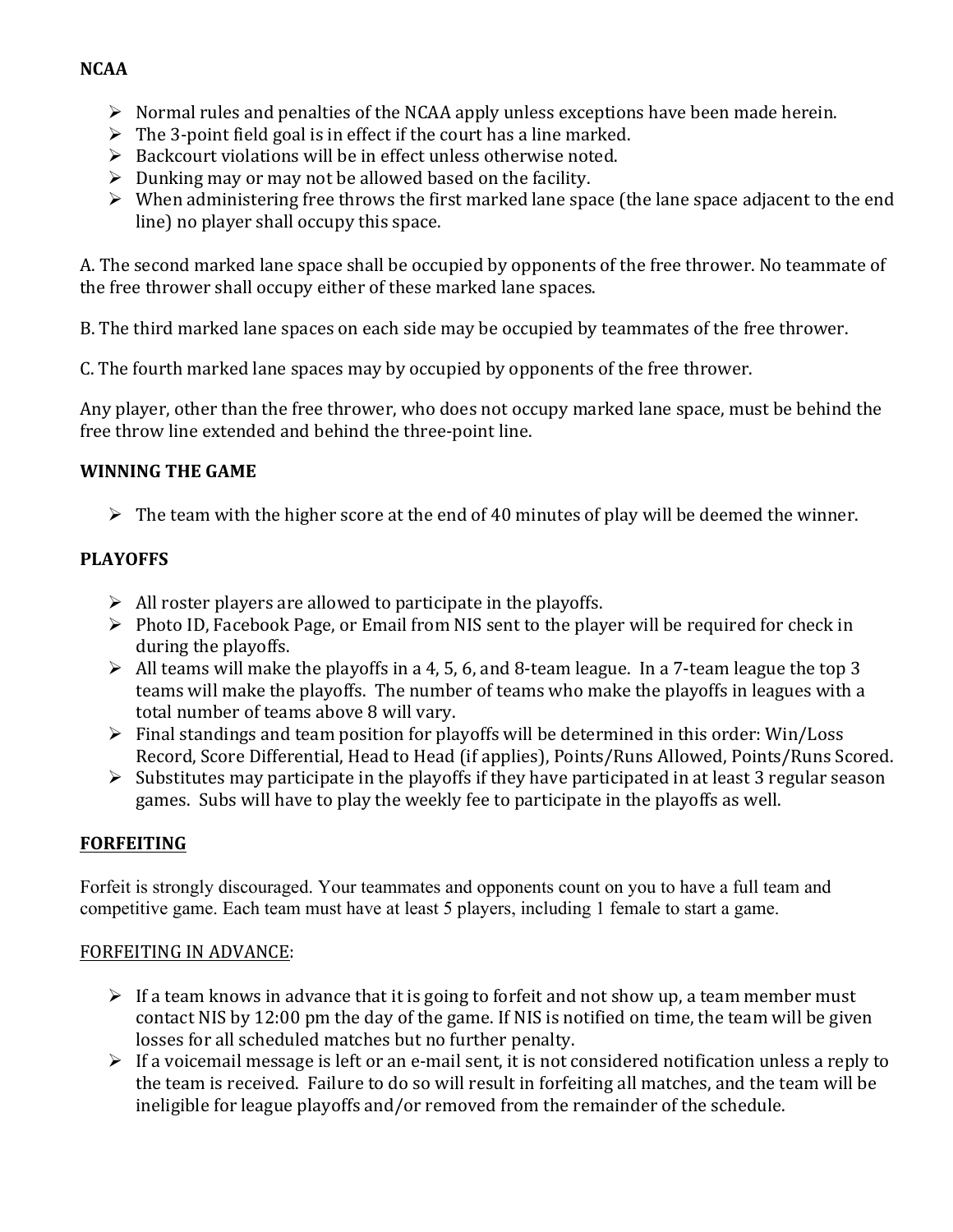**NCAA**

- Normal rules and penalties of the NCAA apply unless exceptions have been made herein.
- The 3-point field goal is in effect if the court has a line marked.
- Backcourt violations will be in effect unless otherwise noted.
- Dunking may or may not be allowed based on the facility.
- When administering free throws the first marked lane space (the lane space adjacent to the end line) no player shall occupy this space.

A. The second marked lane space shall be occupied by opponents of the free thrower. No teammate of the free thrower shall occupy either of these marked lane spaces.

B. The third marked lane spaces on each side may be occupied by teammates of the free thrower.

C. The fourth marked lane spaces may by occupied by opponents of the free thrower.

Any player, other than the free thrower, who does not occupy marked lane space, must be behind the free throw line extended and behind the three-point line.

**WINNING THE GAME**

- The team with the higher score at the end of 40 minutes of play will be deemed the winner.

**PLAYOFFS**

- All roster players are allowed to participate in the playoffs.
- Photo ID, Facebook Page, or Email from NIS sent to the player will be required for check in during the playoffs.
- All teams will make the playoffs in a 4, 5, 6, and 8-team league. In a 7-team league the top 3 teams will make the playoffs. The number of teams who make the playoffs in leagues with a total number of teams above 8 will vary.
- Final standings and team position for playoffs will be determined in this order: Win/Loss Record, Score Differential, Head to Head (if applies), Points/Runs Allowed, Points/Runs Scored.
- Substitutes may participate in the playoffs if they have participated in at least 3 regular season games. Subs will have to play the weekly fee to participate in the playoffs as well.

**FORFEITING**

Forfeit is strongly discouraged. Your teammates and opponents count on you to have a full team and competitive game. Each team must have at least 5 players, including 1 female to start a game.

FORFEITING IN ADVANCE:

- If a team knows in advance that it is going to forfeit and not show up, a team member must contact NIS by 12:00 pm the day of the game. If NIS is notified on time, the team will be given losses for all scheduled matches but no further penalty.
- If a voicemail message is left or an e-mail sent, it is not considered notification unless a reply to the team is received. Failure to do so will result in forfeiting all matches, and the team will be ineligible for league playoffs and/or removed from the remainder of the schedule.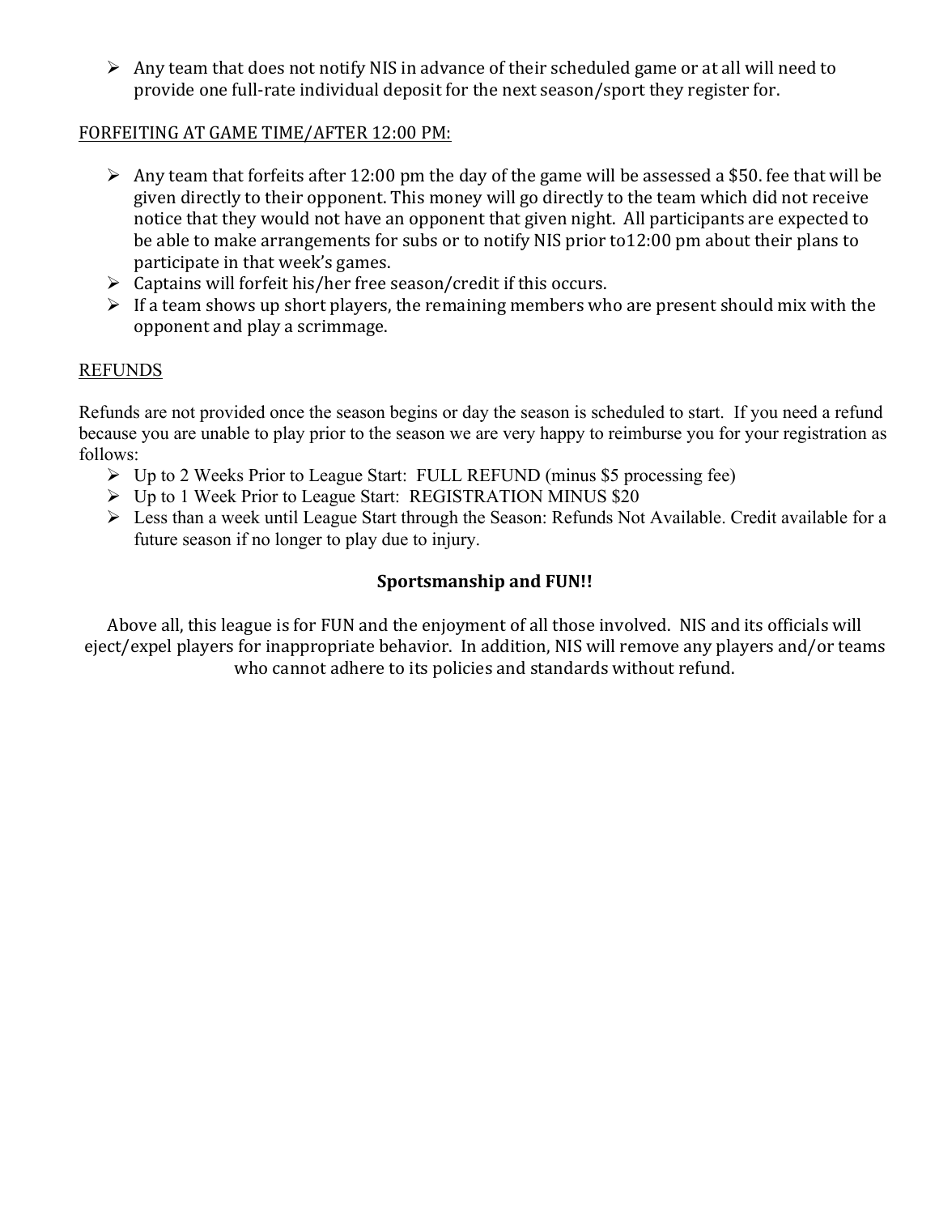- Any team that does not notify NIS in advance of their scheduled game or at all will need to provide one full-rate individual deposit for the next season/sport they register for.

FORFEITING AT GAME TIME/AFTER 12:00 PM:

- Any team that forfeits after 12:00 pm the day of the game will be assessed a $50. fee that will be given directly to their opponent. This money will go directly to the team which did not receive notice that they would not have an opponent that given night. All participants are expected to be able to make arrangements for subs or to notify NIS prior to12:00 pm about their plans to participate in that week's games.
- Captains will forfeit his/her free season/credit if this occurs.
- If a team shows up short players, the remaining members who are present should mix with the opponent and play a scrimmage.

REFUNDS

Refunds are not provided once the season begins or day the season is scheduled to start. If you need a refund because you are unable to play prior to the season we are very happy to reimburse you for your registration as follows:

- Up to 2 Weeks Prior to League Start: FULL REFUND (minus $5 processing fee)
- Up to 1 Week Prior to League Start: REGISTRATION MINUS $20
- Less than a week until League Start through the Season: Refunds Not Available. Credit available for a future season if no longer to play due to injury.

**Sportsmanship and FUN!!**

Above all, this league is for FUN and the enjoyment of all those involved. NIS and its officials will eject/expel players for inappropriate behavior. In addition, NIS will remove any players and/or teams who cannot adhere to its policies and standards without refund.